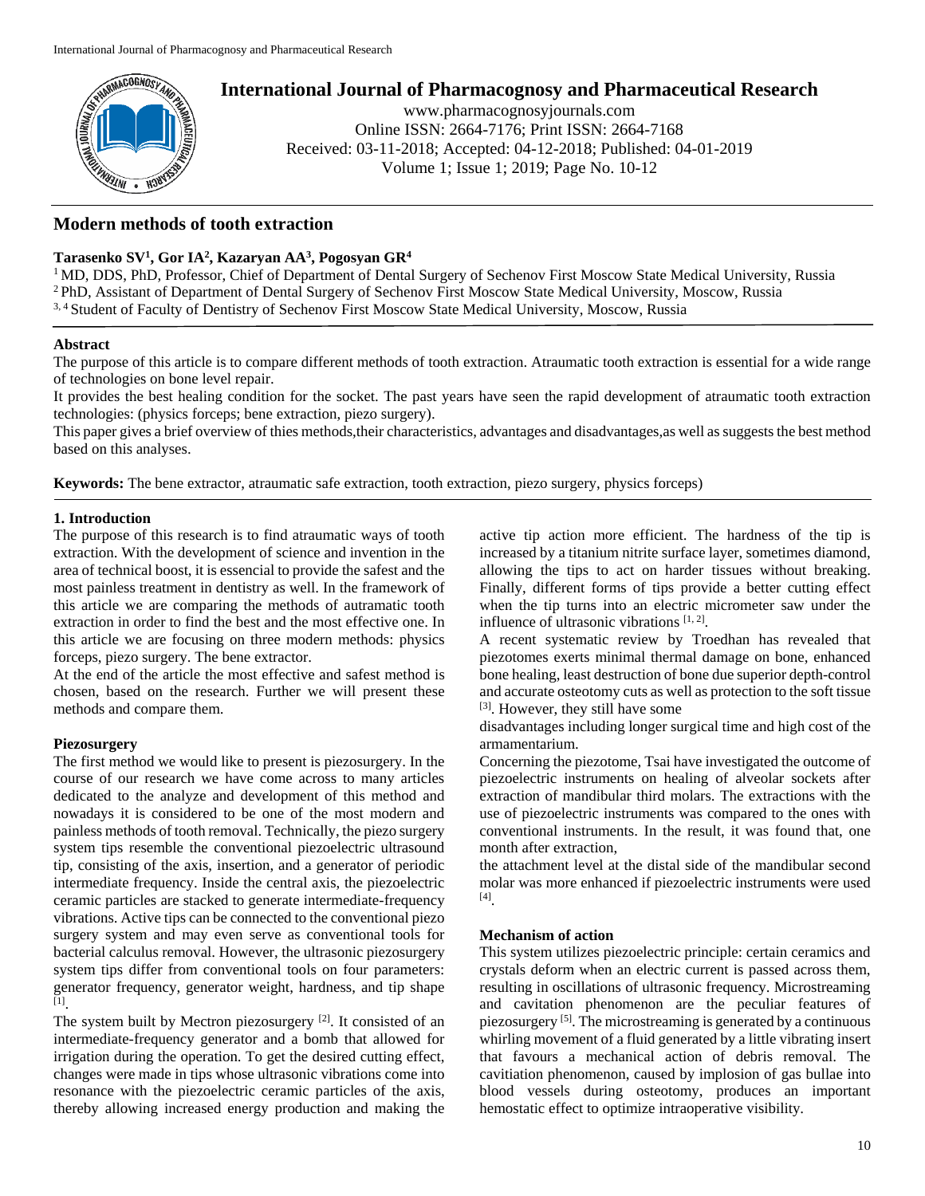# International Journal of Pharmacognosy and Pharmaceutical Research

www.pharmacognosyjournals.com
Online ISSN: 2664-7176; Print ISSN: 2664-7168
Received: 03-11-2018; Accepted: 04-12-2018; Published: 04-01-2019
Volume 1; Issue 1; 2019; Page No. 10-12

## Modern methods of tooth extraction

**Tarasenko SV[1], Gor IA[2], Kazaryan AA[3], Pogosyan GR[4]**

[1] MD, DDS, PhD, Professor, Chief of Department of Dental Surgery of Sechenov First Moscow State Medical University, Russia
[2] PhD, Assistant of Department of Dental Surgery of Sechenov First Moscow State Medical University, Moscow, Russia
[3, 4] Student of Faculty of Dentistry of Sechenov First Moscow State Medical University, Moscow, Russia

**Abstract**

The purpose of this article is to compare different methods of tooth extraction. Atraumatic tooth extraction is essential for a wide range of technologies on bone level repair.

It provides the best healing condition for the socket. The past years have seen the rapid development of atraumatic tooth extraction technologies: (physics forceps; bene extraction, piezo surgery).

This paper gives a brief overview of thies methods,their characteristics, advantages and disadvantages,as well as suggests the best method based on this analyses.

**Keywords:** The bene extractor, atraumatic safe extraction, tooth extraction, piezo surgery, physics forceps)

### 1. Introduction

The purpose of this research is to find atraumatic ways of tooth extraction. With the development of science and invention in the area of technical boost, it is essencial to provide the safest and the most painless treatment in dentistry as well. In the framework of this article we are comparing the methods of autramatic tooth extraction in order to find the best and the most effective one. In this article we are focusing on three modern methods: physics forceps, piezo surgery. The bene extractor.

At the end of the article the most effective and safest method is chosen, based on the research. Further we will present these methods and compare them.

### Piezosurgery

The first method we would like to present is piezosurgery. In the course of our research we have come across to many articles dedicated to the analyze and development of this method and nowadays it is considered to be one of the most modern and painless methods of tooth removal. Technically, the piezo surgery system tips resemble the conventional piezoelectric ultrasound tip, consisting of the axis, insertion, and a generator of periodic intermediate frequency. Inside the central axis, the piezoelectric ceramic particles are stacked to generate intermediate-frequency vibrations. Active tips can be connected to the conventional piezo surgery system and may even serve as conventional tools for bacterial calculus removal. However, the ultrasonic piezosurgery system tips differ from conventional tools on four parameters: generator frequency, generator weight, hardness, and tip shape [1].

The system built by Mectron piezosurgery [2]. It consisted of an intermediate-frequency generator and a bomb that allowed for irrigation during the operation. To get the desired cutting effect, changes were made in tips whose ultrasonic vibrations come into resonance with the piezoelectric ceramic particles of the axis, thereby allowing increased energy production and making the active tip action more efficient. The hardness of the tip is increased by a titanium nitrite surface layer, sometimes diamond, allowing the tips to act on harder tissues without breaking. Finally, different forms of tips provide a better cutting effect when the tip turns into an electric micrometer saw under the influence of ultrasonic vibrations [1, 2].

A recent systematic review by Troedhan has revealed that piezotomes exerts minimal thermal damage on bone, enhanced bone healing, least destruction of bone due superior depth-control and accurate osteotomy cuts as well as protection to the soft tissue [3]. However, they still have some disadvantages including longer surgical time and high cost of the armamentarium.

Concerning the piezotome, Tsai have investigated the outcome of piezoelectric instruments on healing of alveolar sockets after extraction of mandibular third molars. The extractions with the use of piezoelectric instruments was compared to the ones with conventional instruments. In the result, it was found that, one month after extraction, the attachment level at the distal side of the mandibular second molar was more enhanced if piezoelectric instruments were used [4].

### Mechanism of action

This system utilizes piezoelectric principle: certain ceramics and crystals deform when an electric current is passed across them, resulting in oscillations of ultrasonic frequency. Microstreaming and cavitation phenomenon are the peculiar features of piezosurgery [5]. The microstreaming is generated by a continuous whirling movement of a fluid generated by a little vibrating insert that favours a mechanical action of debris removal. The cavitiation phenomenon, caused by implosion of gas bullae into blood vessels during osteotomy, produces an important hemostatic effect to optimize intraoperative visibility.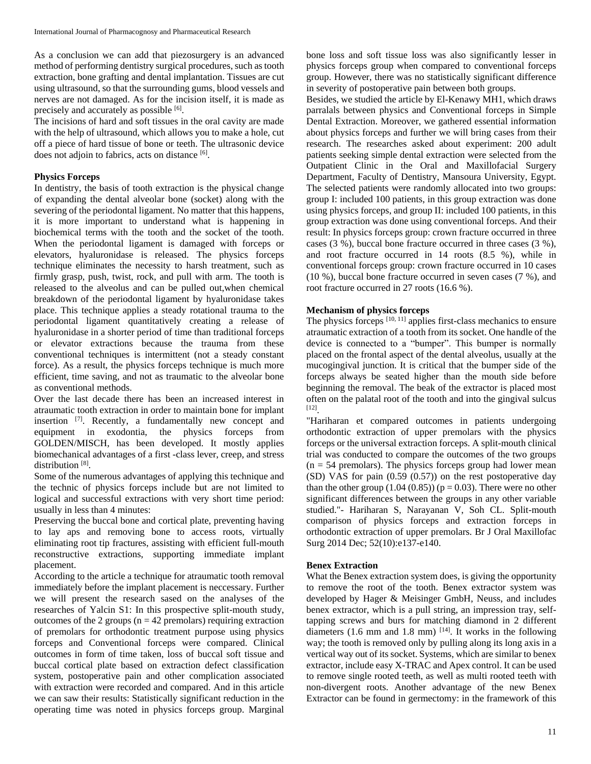As a conclusion we can add that piezosurgery is an advanced method of performing dentistry surgical procedures, such as tooth extraction, bone grafting and dental implantation. Tissues are cut using ultrasound, so that the surrounding gums, blood vessels and nerves are not damaged. As for the incision itself, it is made as precisely and accurately as possible [6].

The incisions of hard and soft tissues in the oral cavity are made with the help of ultrasound, which allows you to make a hole, cut off a piece of hard tissue of bone or teeth. The ultrasonic device does not adjoin to fabrics, acts on distance [6].

**Physics Forceps**

In dentistry, the basis of tooth extraction is the physical change of expanding the dental alveolar bone (socket) along with the severing of the periodontal ligament. No matter that this happens, it is more important to understand what is happening in biochemical terms with the tooth and the socket of the tooth. When the periodontal ligament is damaged with forceps or elevators, hyaluronidase is released. The physics forceps technique eliminates the necessity to harsh treatment, such as firmly grasp, push, twist, rock, and pull with arm. The tooth is released to the alveolus and can be pulled out,when chemical breakdown of the periodontal ligament by hyaluronidase takes place. This technique applies a steady rotational trauma to the periodontal ligament quantitatively creating a release of hyaluronidase in a shorter period of time than traditional forceps or elevator extractions because the trauma from these conventional techniques is intermittent (not a steady constant force). As a result, the physics forceps technique is much more efficient, time saving, and not as traumatic to the alveolar bone as conventional methods.

Over the last decade there has been an increased interest in atraumatic tooth extraction in order to maintain bone for implant insertion [7]. Recently, a fundamentally new concept and equipment in exodontia, the physics forceps from GOLDEN/MISCH, has been developed. It mostly applies biomechanical advantages of a first -class lever, creep, and stress distribution [8].

Some of the numerous advantages of applying this technique and the technic of physics forceps include but are not limited to logical and successful extractions with very short time period: usually in less than 4 minutes:

Preserving the buccal bone and cortical plate, preventing having to lay aps and removing bone to access roots, virtually eliminating root tip fractures, assisting with efficient full-mouth reconstructive extractions, supporting immediate implant placement.

According to the article a technique for atraumatic tooth removal immediately before the implant placement is neccessary. Further we will present the research sased on the analyses of the researches of Yalcin S1: In this prospective split-mouth study, outcomes of the 2 groups (n = 42 premolars) requiring extraction of premolars for orthodontic treatment purpose using physics forceps and Conventional forceps were compared. Clinical outcomes in form of time taken, loss of buccal soft tissue and buccal cortical plate based on extraction defect classification system, postoperative pain and other complication associated with extraction were recorded and compared. And in this article we can saw their results: Statistically significant reduction in the operating time was noted in physics forceps group. Marginal bone loss and soft tissue loss was also significantly lesser in physics forceps group when compared to conventional forceps group. However, there was no statistically significant difference in severity of postoperative pain between both groups.

Besides, we studied the article by El-Kenawy MH1, which draws parralals between physics and Conventional forceps in Simple Dental Extraction. Moreover, we gathered essential information about physics forceps and further we will bring cases from their research. The researches asked about experiment: 200 adult patients seeking simple dental extraction were selected from the Outpatient Clinic in the Oral and Maxillofacial Surgery Department, Faculty of Dentistry, Mansoura University, Egypt. The selected patients were randomly allocated into two groups: group I: included 100 patients, in this group extraction was done using physics forceps, and group II: included 100 patients, in this group extraction was done using conventional forceps. And their result: In physics forceps group: crown fracture occurred in three cases (3 %), buccal bone fracture occurred in three cases (3 %), and root fracture occurred in 14 roots (8.5 %), while in conventional forceps group: crown fracture occurred in 10 cases (10 %), buccal bone fracture occurred in seven cases (7 %), and root fracture occurred in 27 roots (16.6 %).

**Mechanism of physics forceps**

The physics forceps [10, 11] applies first-class mechanics to ensure atraumatic extraction of a tooth from its socket. One handle of the device is connected to a "bumper". This bumper is normally placed on the frontal aspect of the dental alveolus, usually at the mucogingival junction. It is critical that the bumper side of the forceps always be seated higher than the mouth side before beginning the removal. The beak of the extractor is placed most often on the palatal root of the tooth and into the gingival sulcus [12].

"Hariharan et compared outcomes in patients undergoing orthodontic extraction of upper premolars with the physics forceps or the universal extraction forceps. A split-mouth clinical trial was conducted to compare the outcomes of the two groups (n = 54 premolars). The physics forceps group had lower mean (SD) VAS for pain (0.59 (0.57)) on the rest postoperative day than the other group (1.04 (0.85)) (p = 0.03). There were no other significant differences between the groups in any other variable studied."- Hariharan S, Narayanan V, Soh CL. Split-mouth comparison of physics forceps and extraction forceps in orthodontic extraction of upper premolars. Br J Oral Maxillofac Surg 2014 Dec; 52(10):e137-e140.

**Benex Extraction**

What the Benex extraction system does, is giving the opportunity to remove the root of the tooth. Benex extractor system was developed by Hager & Meisinger GmbH, Neuss, and includes benex extractor, which is a pull string, an impression tray, self-tapping screws and burs for matching diamond in 2 different diameters (1.6 mm and 1.8 mm) [14]. It works in the following way; the tooth is removed only by pulling along its long axis in a vertical way out of its socket. Systems, which are similar to benex extractor, include easy X-TRAC and Apex control. It can be used to remove single rooted teeth, as well as multi rooted teeth with non-divergent roots. Another advantage of the new Benex Extractor can be found in germectomy: in the framework of this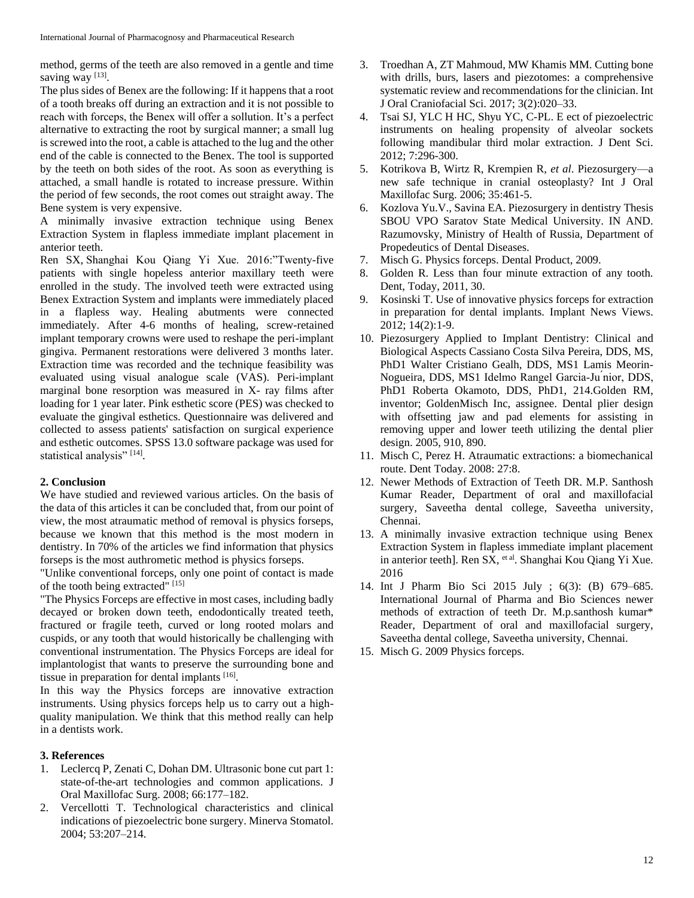method, germs of the teeth are also removed in a gentle and time saving way [13].

The plus sides of Benex are the following: If it happens that a root of a tooth breaks off during an extraction and it is not possible to reach with forceps, the Benex will offer a sollution. It's a perfect alternative to extracting the root by surgical manner; a small lug is screwed into the root, a cable is attached to the lug and the other end of the cable is connected to the Benex. The tool is supported by the teeth on both sides of the root. As soon as everything is attached, a small handle is rotated to increase pressure. Within the period of few seconds, the root comes out straight away. The Bene system is very expensive.

A minimally invasive extraction technique using Benex Extraction System in flapless immediate implant placement in anterior teeth.

Ren SX, Shanghai Kou Qiang Yi Xue. 2016:"Twenty-five patients with single hopeless anterior maxillary teeth were enrolled in the study. The involved teeth were extracted using Benex Extraction System and implants were immediately placed in a flapless way. Healing abutments were connected immediately. After 4-6 months of healing, screw-retained implant temporary crowns were used to reshape the peri-implant gingiva. Permanent restorations were delivered 3 months later. Extraction time was recorded and the technique feasibility was evaluated using visual analogue scale (VAS). Peri-implant marginal bone resorption was measured in X- ray films after loading for 1 year later. Pink esthetic score (PES) was checked to evaluate the gingival esthetics. Questionnaire was delivered and collected to assess patients' satisfaction on surgical experience and esthetic outcomes. SPSS 13.0 software package was used for statistical analysis" [14].

## 2. Conclusion

We have studied and reviewed various articles. On the basis of the data of this articles it can be concluded that, from our point of view, the most atraumatic method of removal is physics forseps, because we known that this method is the most modern in dentistry. In 70% of the articles we find information that physics forseps is the most authrometic method is physics forseps.

"Unlike conventional forceps, only one point of contact is made of the tooth being extracted" [15]

"The Physics Forceps are effective in most cases, including badly decayed or broken down teeth, endodontically treated teeth, fractured or fragile teeth, curved or long rooted molars and cuspids, or any tooth that would historically be challenging with conventional instrumentation. The Physics Forceps are ideal for implantologist that wants to preserve the surrounding bone and tissue in preparation for dental implants [16].

In this way the Physics forceps are innovative extraction instruments. Using physics forceps help us to carry out a high-quality manipulation. We think that this method really can help in a dentists work.

## 3. References

1. Leclercq P, Zenati C, Dohan DM. Ultrasonic bone cut part 1: state-of-the-art technologies and common applications. J Oral Maxillofac Surg. 2008; 66:177–182.
2. Vercellotti T. Technological characteristics and clinical indications of piezoelectric bone surgery. Minerva Stomatol. 2004; 53:207–214.
3. Troedhan A, ZT Mahmoud, MW Khamis MM. Cutting bone with drills, burs, lasers and piezotomes: a comprehensive systematic review and recommendations for the clinician. Int J Oral Craniofacial Sci. 2017; 3(2):020–33.
4. Tsai SJ, YLC H HC, Shyu YC, C-PL. E ect of piezoelectric instruments on healing propensity of alveolar sockets following mandibular third molar extraction. J Dent Sci. 2012; 7:296-300.
5. Kotrikova B, Wirtz R, Krempien R, *et al*. Piezosurgery—a new safe technique in cranial osteoplasty? Int J Oral Maxillofac Surg. 2006; 35:461-5.
6. Kozlova Yu.V., Savina EA. Piezosurgery in dentistry Thesis SBOU VPO Saratov State Medical University. IN AND. Razumovsky, Ministry of Health of Russia, Department of Propedeutics of Dental Diseases.
7. Misch G. Physics forceps. Dental Product, 2009.
8. Golden R. Less than four minute extraction of any tooth. Dent, Today, 2011, 30.
9. Kosinski T. Use of innovative physics forceps for extraction in preparation for dental implants. Implant News Views. 2012; 14(2):1-9.
10. Piezosurgery Applied to Implant Dentistry: Clinical and Biological Aspects Cassiano Costa Silva Pereira, DDS, MS, PhD1 Walter Cristiano Gealh, DDS, MS1 Lamis Meorin-Nogueira, DDS, MS1 Idelmo Rangel Garcia-Júnior, DDS, PhD1 Roberta Okamoto, DDS, PhD1, 214.Golden RM, inventor; GoldenMisch Inc, assignee. Dental plier design with offsetting jaw and pad elements for assisting in removing upper and lower teeth utilizing the dental plier design. 2005, 910, 890.
11. Misch C, Perez H. Atraumatic extractions: a biomechanical route. Dent Today. 2008: 27:8.
12. Newer Methods of Extraction of Teeth DR. M.P. Santhosh Kumar Reader, Department of oral and maxillofacial surgery, Saveetha dental college, Saveetha university, Chennai.
13. A minimally invasive extraction technique using Benex Extraction System in flapless immediate implant placement in anterior teeth]. Ren SX, [et al]. Shanghai Kou Qiang Yi Xue. 2016
14. Int J Pharm Bio Sci 2015 July ; 6(3): (B) 679–685. International Journal of Pharma and Bio Sciences newer methods of extraction of teeth Dr. M.p.santhosh kumar* Reader, Department of oral and maxillofacial surgery, Saveetha dental college, Saveetha university, Chennai.
15. Misch G. 2009 Physics forceps.